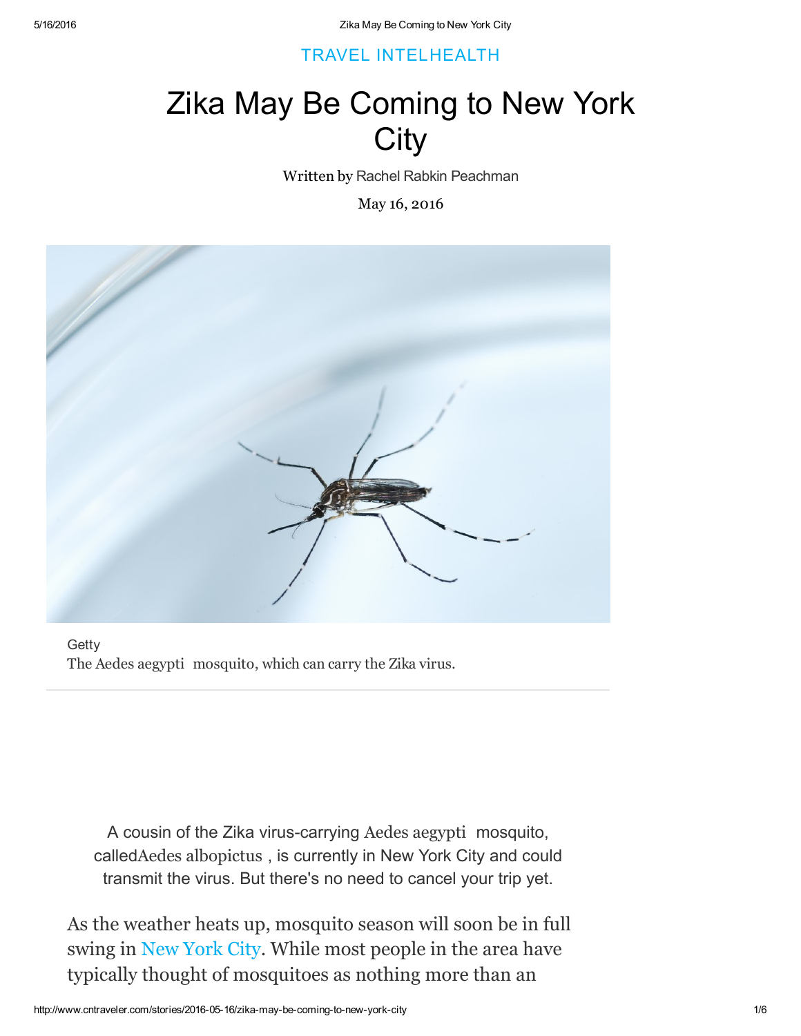TRAVEL INTELHEALTH

# Zika May Be Coming to New York City

Written by Rachel Rabkin Peachman

May 16, 2016

Getty

The *Aedes aegypti* mosquito, which can carry the Zika virus.

A cousin of the Zika virus-carrying *Aedes aegypti* mosquito, called *Aedes albopictus*, is currently in New York City and could transmit the virus. But there's no need to cancel your trip yet.

As the weather heats up, mosquito season will soon be in full swing in New York City. While most people in the area have typically thought of mosquitoes as nothing more than an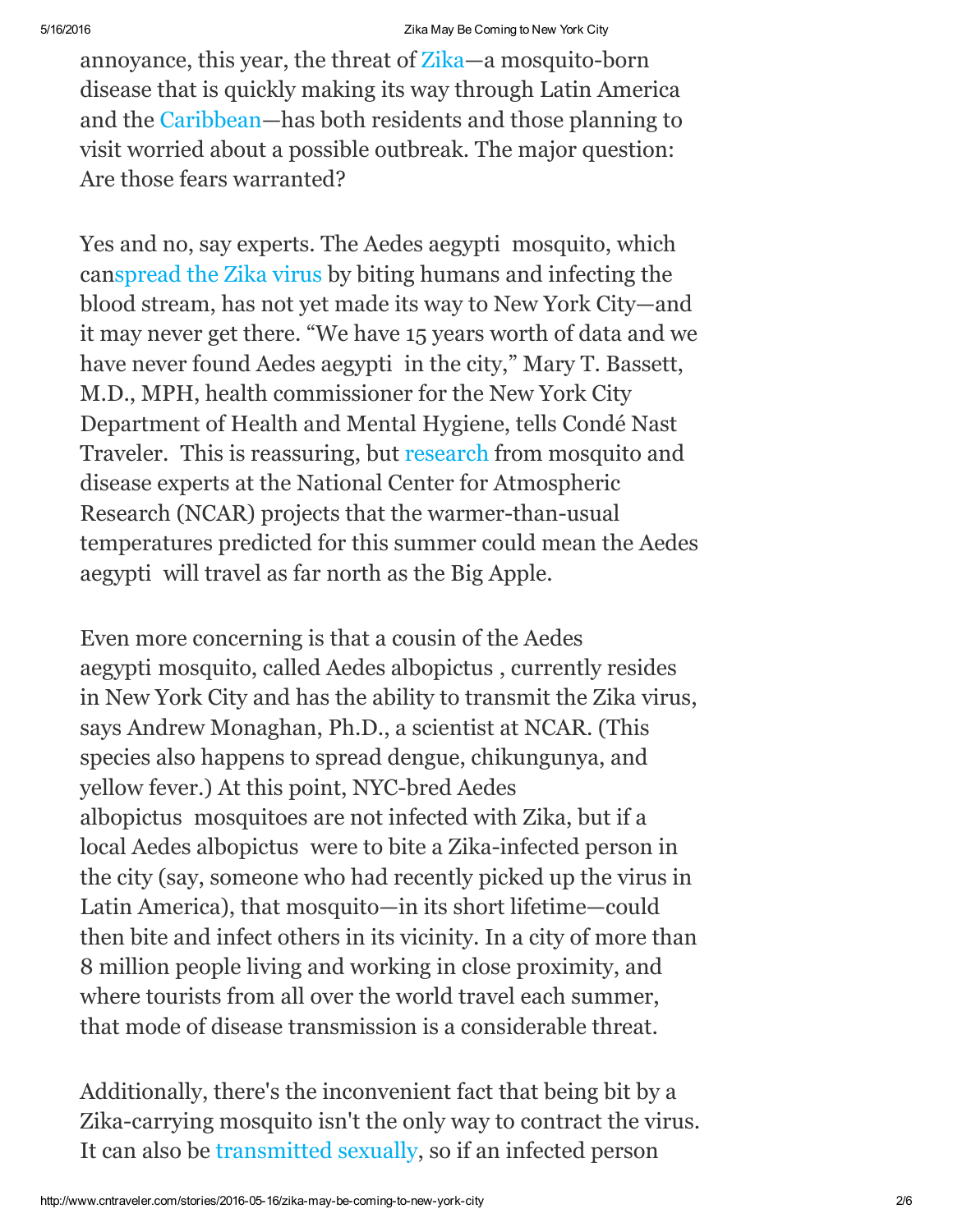annoyance, this year, the threat of Zika—a mosquito-born disease that is quickly making its way through Latin America and the Caribbean—has both residents and those planning to visit worried about a possible outbreak. The major question: Are those fears warranted?

Yes and no, say experts. The Aedes aegypti mosquito, which canspread the Zika virus by biting humans and infecting the blood stream, has not yet made its way to New York City—and it may never get there. "We have 15 years worth of data and we have never found Aedes aegypti in the city," Mary T. Bassett, M.D., MPH, health commissioner for the New York City Department of Health and Mental Hygiene, tells Condé Nast Traveler. This is reassuring, but research from mosquito and disease experts at the National Center for Atmospheric Research (NCAR) projects that the warmer-than-usual temperatures predicted for this summer could mean the Aedes aegypti will travel as far north as the Big Apple.

Even more concerning is that a cousin of the Aedes aegypti mosquito, called Aedes albopictus , currently resides in New York City and has the ability to transmit the Zika virus, says Andrew Monaghan, Ph.D., a scientist at NCAR. (This species also happens to spread dengue, chikungunya, and yellow fever.) At this point, NYC-bred Aedes albopictus mosquitoes are not infected with Zika, but if a local Aedes albopictus were to bite a Zika-infected person in the city (say, someone who had recently picked up the virus in Latin America), that mosquito—in its short lifetime—could then bite and infect others in its vicinity. In a city of more than 8 million people living and working in close proximity, and where tourists from all over the world travel each summer, that mode of disease transmission is a considerable threat.

Additionally, there's the inconvenient fact that being bit by a Zika-carrying mosquito isn't the only way to contract the virus. It can also be transmitted sexually, so if an infected person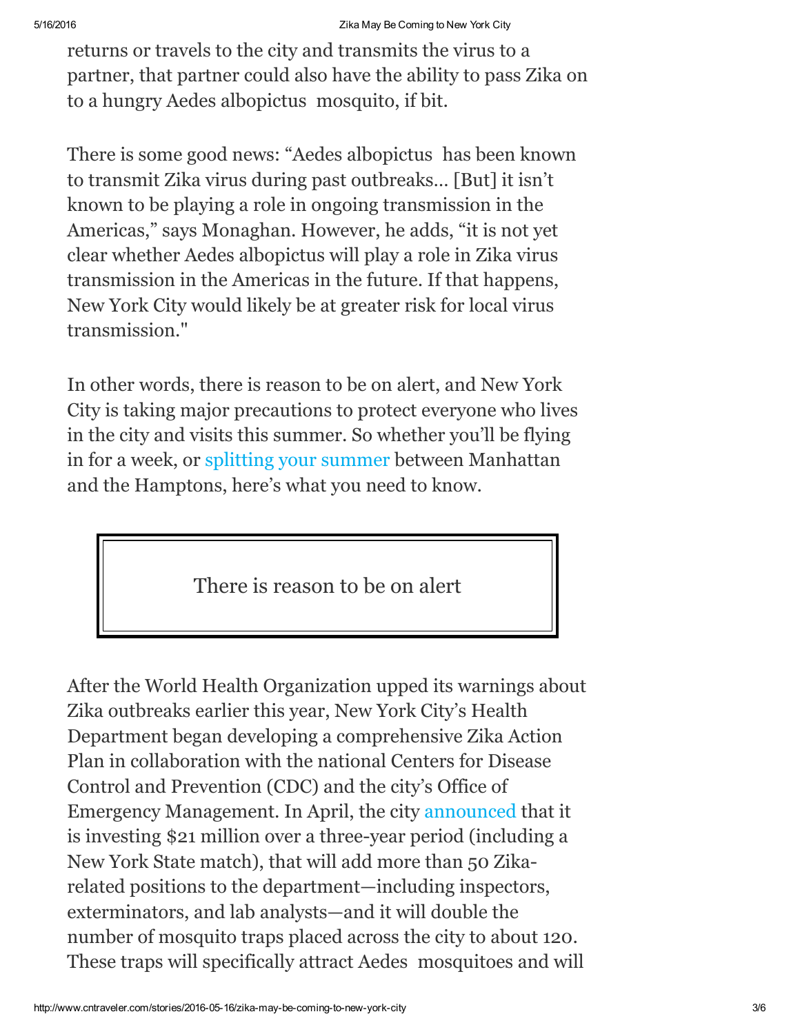returns or travels to the city and transmits the virus to a partner, that partner could also have the ability to pass Zika on to a hungry Aedes albopictus mosquito, if bit.

There is some good news: "Aedes albopictus has been known to transmit Zika virus during past outbreaks… [But] it isn't known to be playing a role in ongoing transmission in the Americas," says Monaghan. However, he adds, "it is not yet clear whether Aedes albopictus will play a role in Zika virus transmission in the Americas in the future. If that happens, New York City would likely be at greater risk for local virus transmission."

In other words, there is reason to be on alert, and New York City is taking major precautions to protect everyone who lives in the city and visits this summer. So whether you'll be flying in for a week, or splitting your summer between Manhattan and the Hamptons, here's what you need to know.

> There is reason to be on alert

After the World Health Organization upped its warnings about Zika outbreaks earlier this year, New York City's Health Department began developing a comprehensive Zika Action Plan in collaboration with the national Centers for Disease Control and Prevention (CDC) and the city's Office of Emergency Management. In April, the city announced that it is investing $21 million over a three-year period (including a New York State match), that will add more than 50 Zika-related positions to the department—including inspectors, exterminators, and lab analysts—and it will double the number of mosquito traps placed across the city to about 120. These traps will specifically attract Aedes mosquitoes and will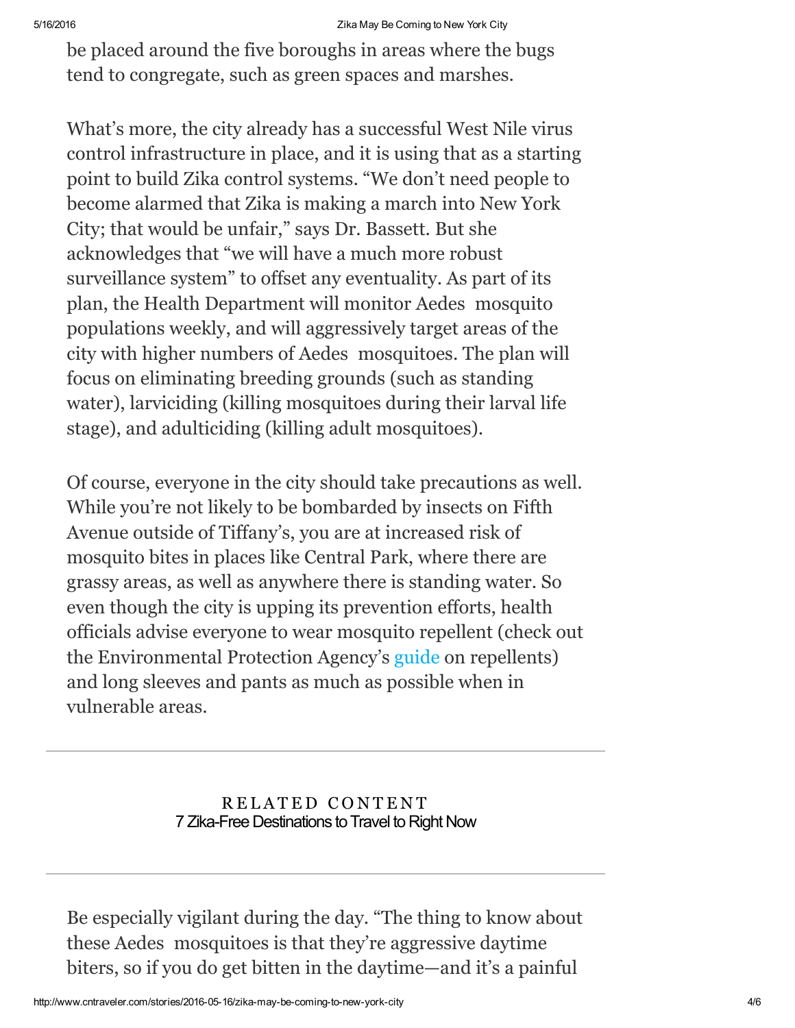be placed around the five boroughs in areas where the bugs tend to congregate, such as green spaces and marshes.

What's more, the city already has a successful West Nile virus control infrastructure in place, and it is using that as a starting point to build Zika control systems. "We don't need people to become alarmed that Zika is making a march into New York City; that would be unfair," says Dr. Bassett. But she acknowledges that "we will have a much more robust surveillance system" to offset any eventuality. As part of its plan, the Health Department will monitor Aedes mosquito populations weekly, and will aggressively target areas of the city with higher numbers of Aedes mosquitoes. The plan will focus on eliminating breeding grounds (such as standing water), larviciding (killing mosquitoes during their larval life stage), and adulticiding (killing adult mosquitoes).

Of course, everyone in the city should take precautions as well. While you're not likely to be bombarded by insects on Fifth Avenue outside of Tiffany's, you are at increased risk of mosquito bites in places like Central Park, where there are grassy areas, as well as anywhere there is standing water. So even though the city is upping its prevention efforts, health officials advise everyone to wear mosquito repellent (check out the Environmental Protection Agency's guide on repellents) and long sleeves and pants as much as possible when in vulnerable areas.

---

RELATED CONTENT

7 Zika-Free Destinations to Travel to Right Now

---

Be especially vigilant during the day. "The thing to know about these Aedes mosquitoes is that they're aggressive daytime biters, so if you do get bitten in the daytime—and it's a painful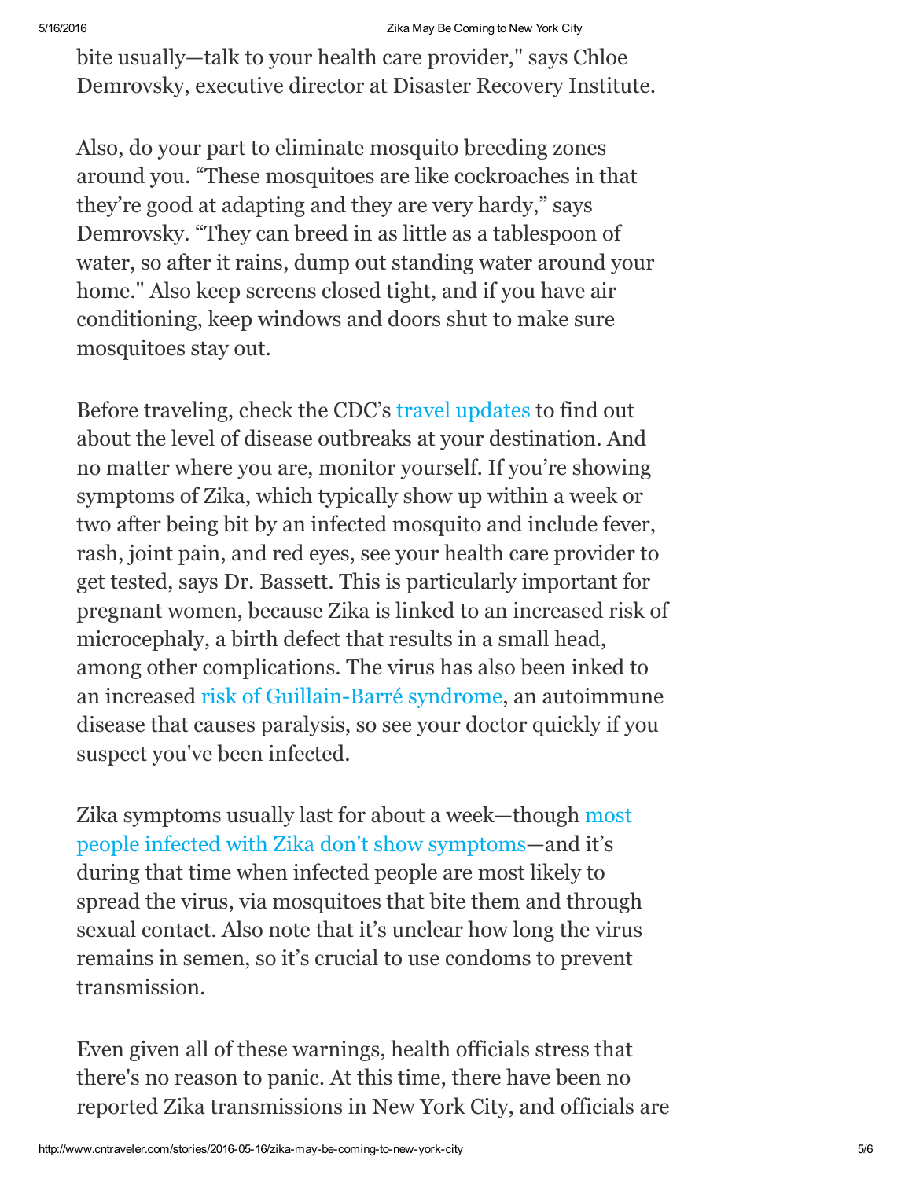bite usually—talk to your health care provider," says Chloe Demrovsky, executive director at Disaster Recovery Institute.

Also, do your part to eliminate mosquito breeding zones around you. "These mosquitoes are like cockroaches in that they're good at adapting and they are very hardy," says Demrovsky. "They can breed in as little as a tablespoon of water, so after it rains, dump out standing water around your home." Also keep screens closed tight, and if you have air conditioning, keep windows and doors shut to make sure mosquitoes stay out.

Before traveling, check the CDC's travel updates to find out about the level of disease outbreaks at your destination. And no matter where you are, monitor yourself. If you're showing symptoms of Zika, which typically show up within a week or two after being bit by an infected mosquito and include fever, rash, joint pain, and red eyes, see your health care provider to get tested, says Dr. Bassett. This is particularly important for pregnant women, because Zika is linked to an increased risk of microcephaly, a birth defect that results in a small head, among other complications. The virus has also been inked to an increased risk of Guillain-Barré syndrome, an autoimmune disease that causes paralysis, so see your doctor quickly if you suspect you've been infected.

Zika symptoms usually last for about a week—though most people infected with Zika don't show symptoms—and it's during that time when infected people are most likely to spread the virus, via mosquitoes that bite them and through sexual contact. Also note that it's unclear how long the virus remains in semen, so it's crucial to use condoms to prevent transmission.

Even given all of these warnings, health officials stress that there's no reason to panic. At this time, there have been no reported Zika transmissions in New York City, and officials are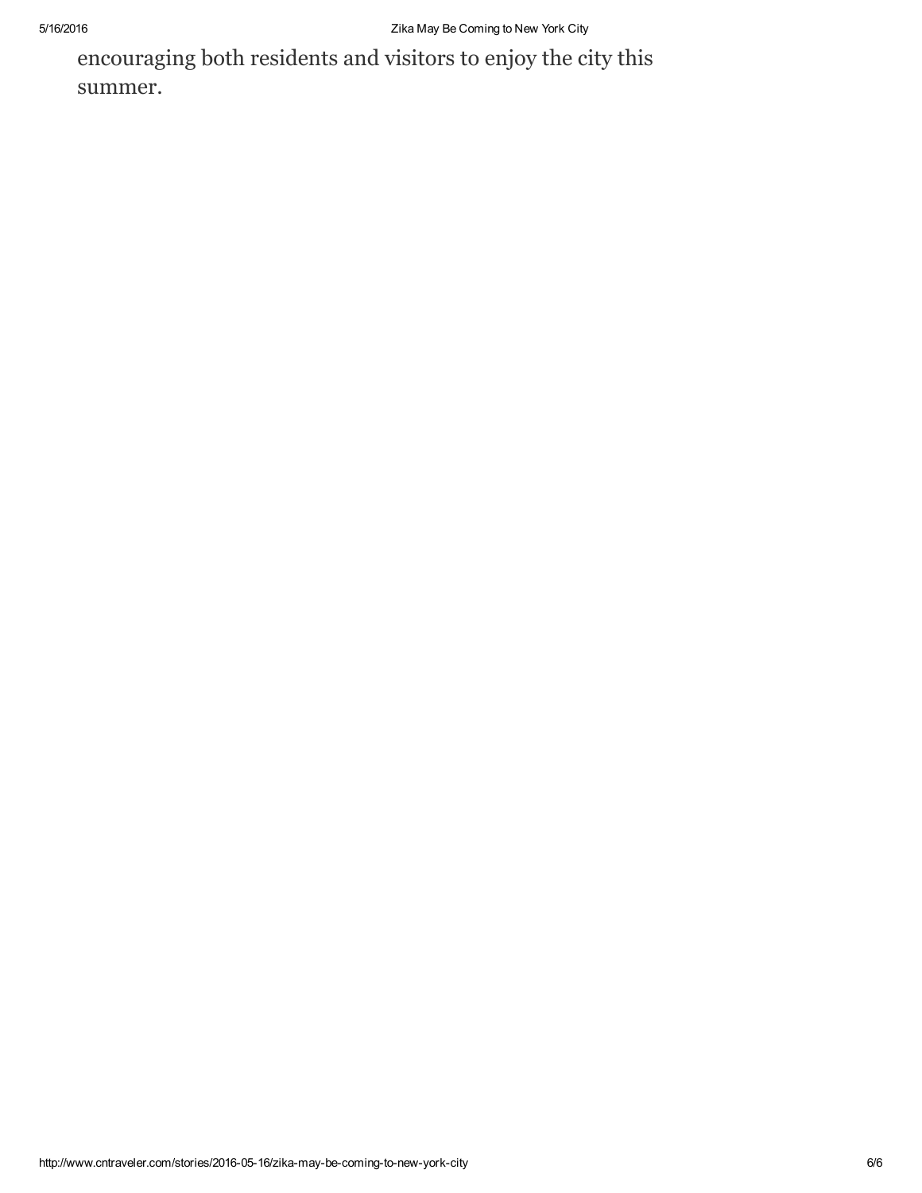encouraging both residents and visitors to enjoy the city this summer.